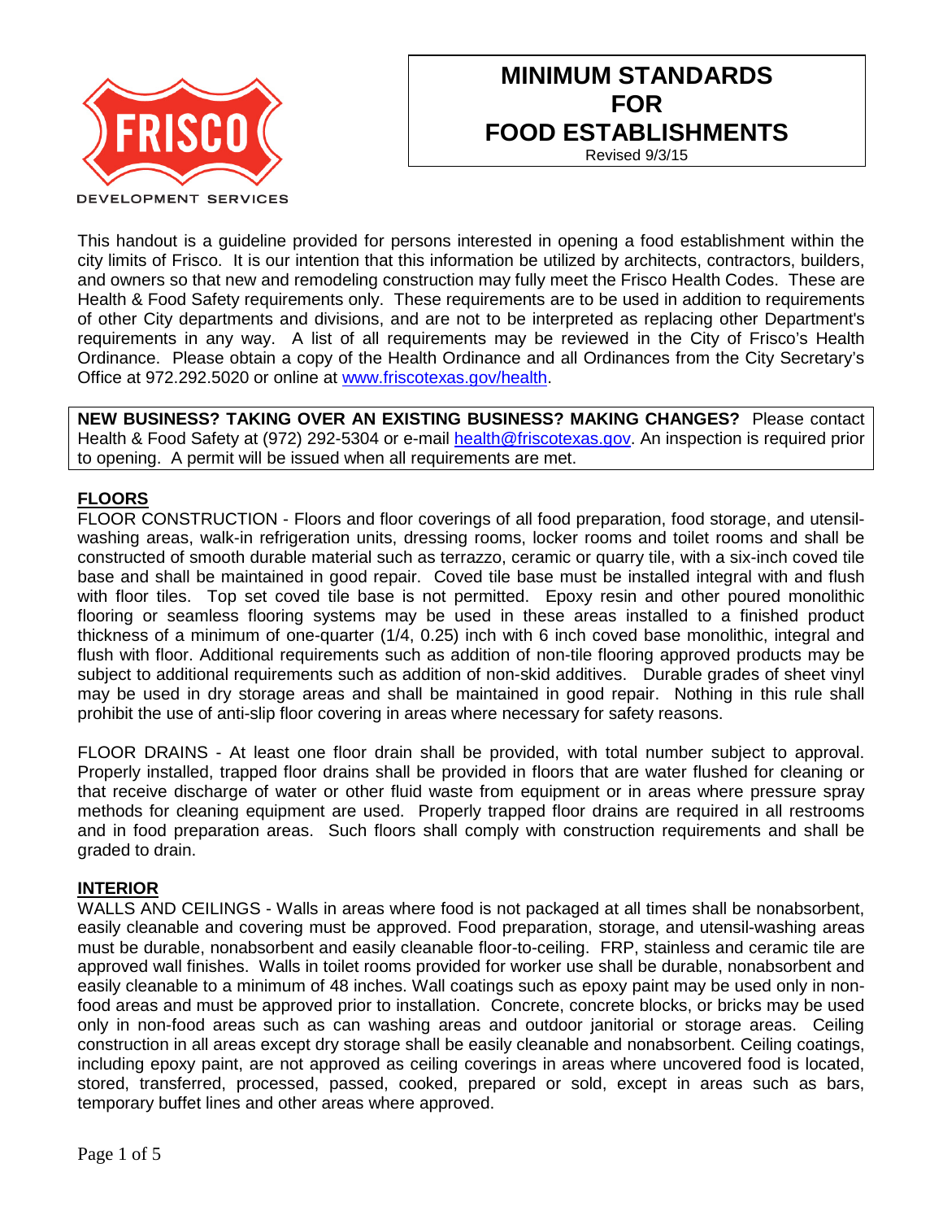DEVELOPMENT SERVICES

# MINIMUM STANDARDS FOR FOOD ESTABLISHMENTS

Revised 9/3/15

This handout is a guideline provided for persons interested in opening a food establishment within the city limits of Frisco. It is our intention that this information be utilized by architects, contractors, builders, and owners so that new and remodeling construction may fully meet the Frisco Health Codes. These are Health & Food Safety requirements only. These requirements are to be used in addition to requirements of other City departments and divisions, and are not to be interpreted as replacing other Department's requirements in any way. A list of all requirements may be reviewed in the City of Frisco's Health Ordinance. Please obtain a copy of the Health Ordinance and all Ordinances from the City Secretary's Office at 972.292.5020 or online at www.friscotexas.gov/health.

**NEW BUSINESS? TAKING OVER AN EXISTING BUSINESS? MAKING CHANGES?** Please contact Health & Food Safety at (972) 292-5304 or e-mail health@friscotexas.gov. An inspection is required prior to opening. A permit will be issued when all requirements are met.

## FLOORS

FLOOR CONSTRUCTION - Floors and floor coverings of all food preparation, food storage, and utensil-washing areas, walk-in refrigeration units, dressing rooms, locker rooms and toilet rooms and shall be constructed of smooth durable material such as terrazzo, ceramic or quarry tile, with a six-inch coved tile base and shall be maintained in good repair. Coved tile base must be installed integral with and flush with floor tiles. Top set coved tile base is not permitted. Epoxy resin and other poured monolithic flooring or seamless flooring systems may be used in these areas installed to a finished product thickness of a minimum of one-quarter (1/4, 0.25) inch with 6 inch coved base monolithic, integral and flush with floor. Additional requirements such as addition of non-tile flooring approved products may be subject to additional requirements such as addition of non-skid additives. Durable grades of sheet vinyl may be used in dry storage areas and shall be maintained in good repair. Nothing in this rule shall prohibit the use of anti-slip floor covering in areas where necessary for safety reasons.

FLOOR DRAINS - At least one floor drain shall be provided, with total number subject to approval. Properly installed, trapped floor drains shall be provided in floors that are water flushed for cleaning or that receive discharge of water or other fluid waste from equipment or in areas where pressure spray methods for cleaning equipment are used. Properly trapped floor drains are required in all restrooms and in food preparation areas. Such floors shall comply with construction requirements and shall be graded to drain.

## INTERIOR

WALLS AND CEILINGS - Walls in areas where food is not packaged at all times shall be nonabsorbent, easily cleanable and covering must be approved. Food preparation, storage, and utensil-washing areas must be durable, nonabsorbent and easily cleanable floor-to-ceiling. FRP, stainless and ceramic tile are approved wall finishes. Walls in toilet rooms provided for worker use shall be durable, nonabsorbent and easily cleanable to a minimum of 48 inches. Wall coatings such as epoxy paint may be used only in non-food areas and must be approved prior to installation. Concrete, concrete blocks, or bricks may be used only in non-food areas such as can washing areas and outdoor janitorial or storage areas. Ceiling construction in all areas except dry storage shall be easily cleanable and nonabsorbent. Ceiling coatings, including epoxy paint, are not approved as ceiling coverings in areas where uncovered food is located, stored, transferred, processed, passed, cooked, prepared or sold, except in areas such as bars, temporary buffet lines and other areas where approved.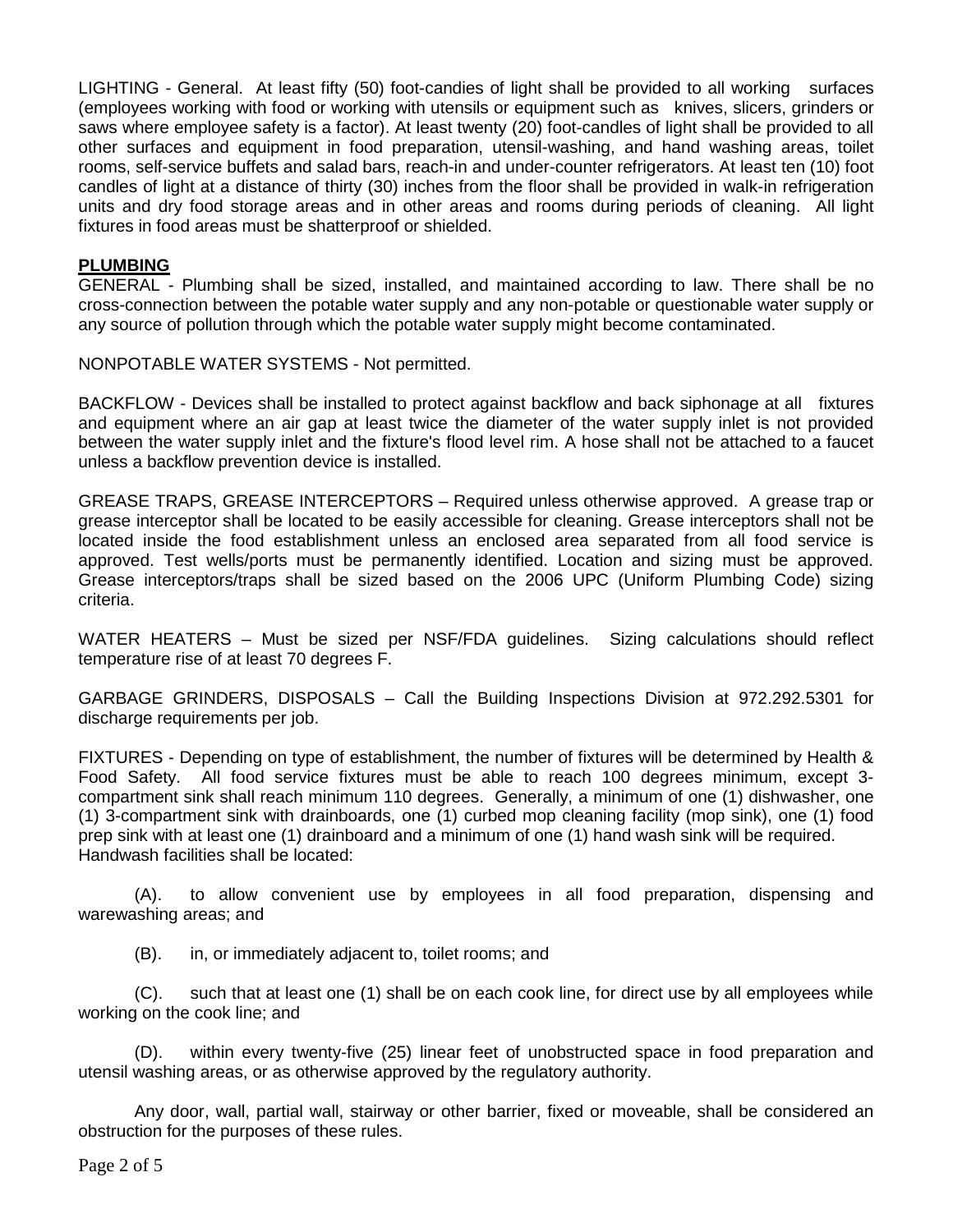LIGHTING - General. At least fifty (50) foot-candles of light shall be provided to all working surfaces (employees working with food or working with utensils or equipment such as knives, slicers, grinders or saws where employee safety is a factor). At least twenty (20) foot-candles of light shall be provided to all other surfaces and equipment in food preparation, utensil-washing, and hand washing areas, toilet rooms, self-service buffets and salad bars, reach-in and under-counter refrigerators. At least ten (10) foot candles of light at a distance of thirty (30) inches from the floor shall be provided in walk-in refrigeration units and dry food storage areas and in other areas and rooms during periods of cleaning. All light fixtures in food areas must be shatterproof or shielded.

## PLUMBING

GENERAL - Plumbing shall be sized, installed, and maintained according to law. There shall be no cross-connection between the potable water supply and any non-potable or questionable water supply or any source of pollution through which the potable water supply might become contaminated.

NONPOTABLE WATER SYSTEMS - Not permitted.

BACKFLOW - Devices shall be installed to protect against backflow and back siphonage at all fixtures and equipment where an air gap at least twice the diameter of the water supply inlet is not provided between the water supply inlet and the fixture's flood level rim. A hose shall not be attached to a faucet unless a backflow prevention device is installed.

GREASE TRAPS, GREASE INTERCEPTORS – Required unless otherwise approved. A grease trap or grease interceptor shall be located to be easily accessible for cleaning. Grease interceptors shall not be located inside the food establishment unless an enclosed area separated from all food service is approved. Test wells/ports must be permanently identified. Location and sizing must be approved. Grease interceptors/traps shall be sized based on the 2006 UPC (Uniform Plumbing Code) sizing criteria.

WATER HEATERS – Must be sized per NSF/FDA guidelines. Sizing calculations should reflect temperature rise of at least 70 degrees F.

GARBAGE GRINDERS, DISPOSALS – Call the Building Inspections Division at 972.292.5301 for discharge requirements per job.

FIXTURES - Depending on type of establishment, the number of fixtures will be determined by Health & Food Safety. All food service fixtures must be able to reach 100 degrees minimum, except 3-compartment sink shall reach minimum 110 degrees. Generally, a minimum of one (1) dishwasher, one (1) 3-compartment sink with drainboards, one (1) curbed mop cleaning facility (mop sink), one (1) food prep sink with at least one (1) drainboard and a minimum of one (1) hand wash sink will be required.
Handwash facilities shall be located:

(A). to allow convenient use by employees in all food preparation, dispensing and warewashing areas; and

(B). in, or immediately adjacent to, toilet rooms; and

(C). such that at least one (1) shall be on each cook line, for direct use by all employees while working on the cook line; and

(D). within every twenty-five (25) linear feet of unobstructed space in food preparation and utensil washing areas, or as otherwise approved by the regulatory authority.

Any door, wall, partial wall, stairway or other barrier, fixed or moveable, shall be considered an obstruction for the purposes of these rules.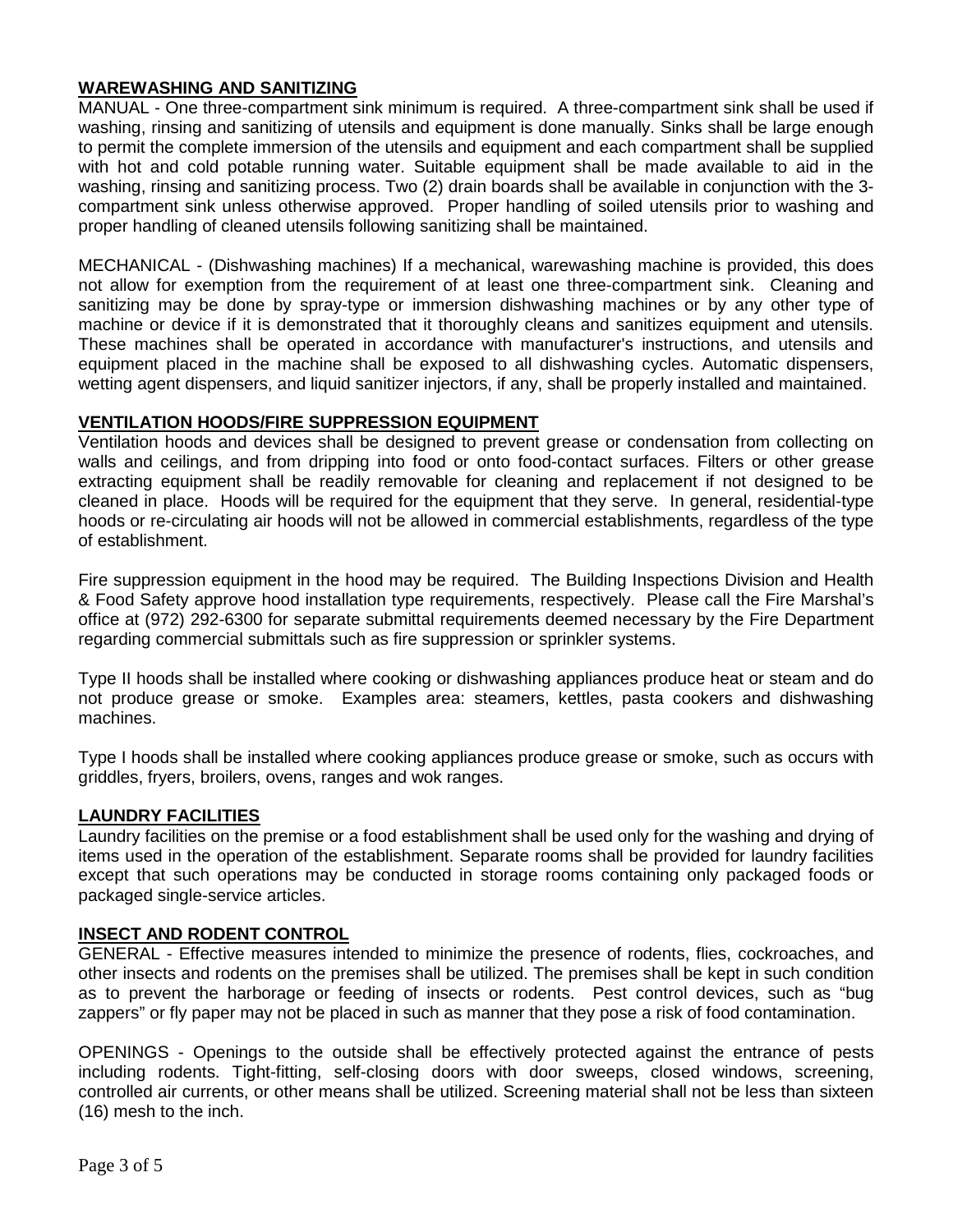## WAREWASHING AND SANITIZING

MANUAL - One three-compartment sink minimum is required. A three-compartment sink shall be used if washing, rinsing and sanitizing of utensils and equipment is done manually. Sinks shall be large enough to permit the complete immersion of the utensils and equipment and each compartment shall be supplied with hot and cold potable running water. Suitable equipment shall be made available to aid in the washing, rinsing and sanitizing process. Two (2) drain boards shall be available in conjunction with the 3-compartment sink unless otherwise approved. Proper handling of soiled utensils prior to washing and proper handling of cleaned utensils following sanitizing shall be maintained.

MECHANICAL - (Dishwashing machines) If a mechanical, warewashing machine is provided, this does not allow for exemption from the requirement of at least one three-compartment sink. Cleaning and sanitizing may be done by spray-type or immersion dishwashing machines or by any other type of machine or device if it is demonstrated that it thoroughly cleans and sanitizes equipment and utensils. These machines shall be operated in accordance with manufacturer's instructions, and utensils and equipment placed in the machine shall be exposed to all dishwashing cycles. Automatic dispensers, wetting agent dispensers, and liquid sanitizer injectors, if any, shall be properly installed and maintained.

## VENTILATION HOODS/FIRE SUPPRESSION EQUIPMENT

Ventilation hoods and devices shall be designed to prevent grease or condensation from collecting on walls and ceilings, and from dripping into food or onto food-contact surfaces. Filters or other grease extracting equipment shall be readily removable for cleaning and replacement if not designed to be cleaned in place. Hoods will be required for the equipment that they serve. In general, residential-type hoods or re-circulating air hoods will not be allowed in commercial establishments, regardless of the type of establishment.

Fire suppression equipment in the hood may be required. The Building Inspections Division and Health & Food Safety approve hood installation type requirements, respectively. Please call the Fire Marshal's office at (972) 292-6300 for separate submittal requirements deemed necessary by the Fire Department regarding commercial submittals such as fire suppression or sprinkler systems.

Type II hoods shall be installed where cooking or dishwashing appliances produce heat or steam and do not produce grease or smoke. Examples area: steamers, kettles, pasta cookers and dishwashing machines.

Type I hoods shall be installed where cooking appliances produce grease or smoke, such as occurs with griddles, fryers, broilers, ovens, ranges and wok ranges.

## LAUNDRY FACILITIES

Laundry facilities on the premise or a food establishment shall be used only for the washing and drying of items used in the operation of the establishment. Separate rooms shall be provided for laundry facilities except that such operations may be conducted in storage rooms containing only packaged foods or packaged single-service articles.

## INSECT AND RODENT CONTROL

GENERAL - Effective measures intended to minimize the presence of rodents, flies, cockroaches, and other insects and rodents on the premises shall be utilized. The premises shall be kept in such condition as to prevent the harborage or feeding of insects or rodents. Pest control devices, such as "bug zappers" or fly paper may not be placed in such as manner that they pose a risk of food contamination.

OPENINGS - Openings to the outside shall be effectively protected against the entrance of pests including rodents. Tight-fitting, self-closing doors with door sweeps, closed windows, screening, controlled air currents, or other means shall be utilized. Screening material shall not be less than sixteen (16) mesh to the inch.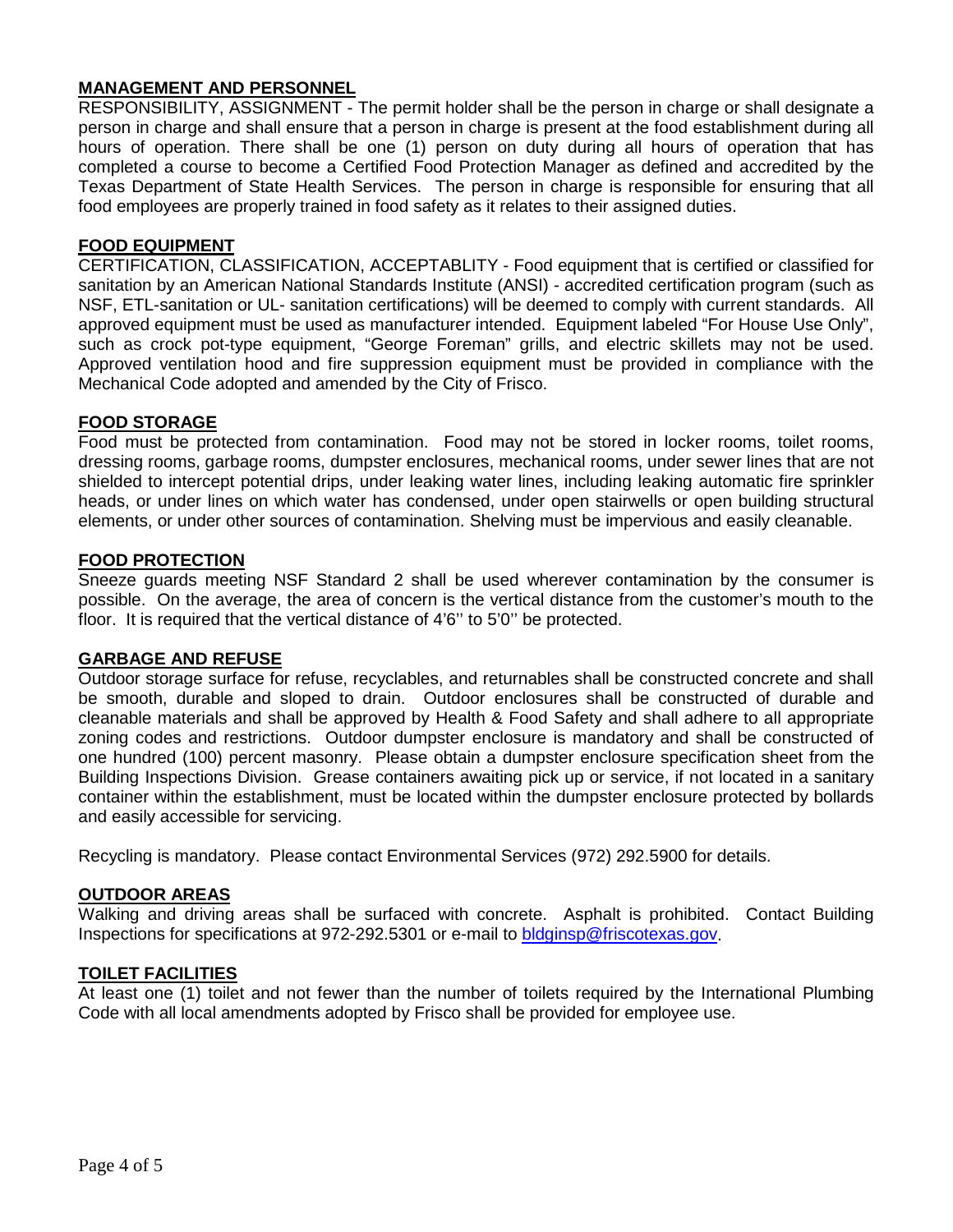## MANAGEMENT AND PERSONNEL

RESPONSIBILITY, ASSIGNMENT - The permit holder shall be the person in charge or shall designate a person in charge and shall ensure that a person in charge is present at the food establishment during all hours of operation. There shall be one (1) person on duty during all hours of operation that has completed a course to become a Certified Food Protection Manager as defined and accredited by the Texas Department of State Health Services. The person in charge is responsible for ensuring that all food employees are properly trained in food safety as it relates to their assigned duties.

## FOOD EQUIPMENT

CERTIFICATION, CLASSIFICATION, ACCEPTABLITY - Food equipment that is certified or classified for sanitation by an American National Standards Institute (ANSI) - accredited certification program (such as NSF, ETL-sanitation or UL- sanitation certifications) will be deemed to comply with current standards. All approved equipment must be used as manufacturer intended. Equipment labeled "For House Use Only", such as crock pot-type equipment, "George Foreman" grills, and electric skillets may not be used. Approved ventilation hood and fire suppression equipment must be provided in compliance with the Mechanical Code adopted and amended by the City of Frisco.

## FOOD STORAGE

Food must be protected from contamination. Food may not be stored in locker rooms, toilet rooms, dressing rooms, garbage rooms, dumpster enclosures, mechanical rooms, under sewer lines that are not shielded to intercept potential drips, under leaking water lines, including leaking automatic fire sprinkler heads, or under lines on which water has condensed, under open stairwells or open building structural elements, or under other sources of contamination. Shelving must be impervious and easily cleanable.

## FOOD PROTECTION

Sneeze guards meeting NSF Standard 2 shall be used wherever contamination by the consumer is possible. On the average, the area of concern is the vertical distance from the customer's mouth to the floor. It is required that the vertical distance of 4'6'' to 5'0'' be protected.

## GARBAGE AND REFUSE

Outdoor storage surface for refuse, recyclables, and returnables shall be constructed concrete and shall be smooth, durable and sloped to drain. Outdoor enclosures shall be constructed of durable and cleanable materials and shall be approved by Health & Food Safety and shall adhere to all appropriate zoning codes and restrictions. Outdoor dumpster enclosure is mandatory and shall be constructed of one hundred (100) percent masonry. Please obtain a dumpster enclosure specification sheet from the Building Inspections Division. Grease containers awaiting pick up or service, if not located in a sanitary container within the establishment, must be located within the dumpster enclosure protected by bollards and easily accessible for servicing.

Recycling is mandatory. Please contact Environmental Services (972) 292.5900 for details.

## OUTDOOR AREAS

Walking and driving areas shall be surfaced with concrete. Asphalt is prohibited. Contact Building Inspections for specifications at 972-292.5301 or e-mail to [bldginsp@friscotexas.gov](mailto:bldginsp@friscotexas.gov).

## TOILET FACILITIES

At least one (1) toilet and not fewer than the number of toilets required by the International Plumbing Code with all local amendments adopted by Frisco shall be provided for employee use.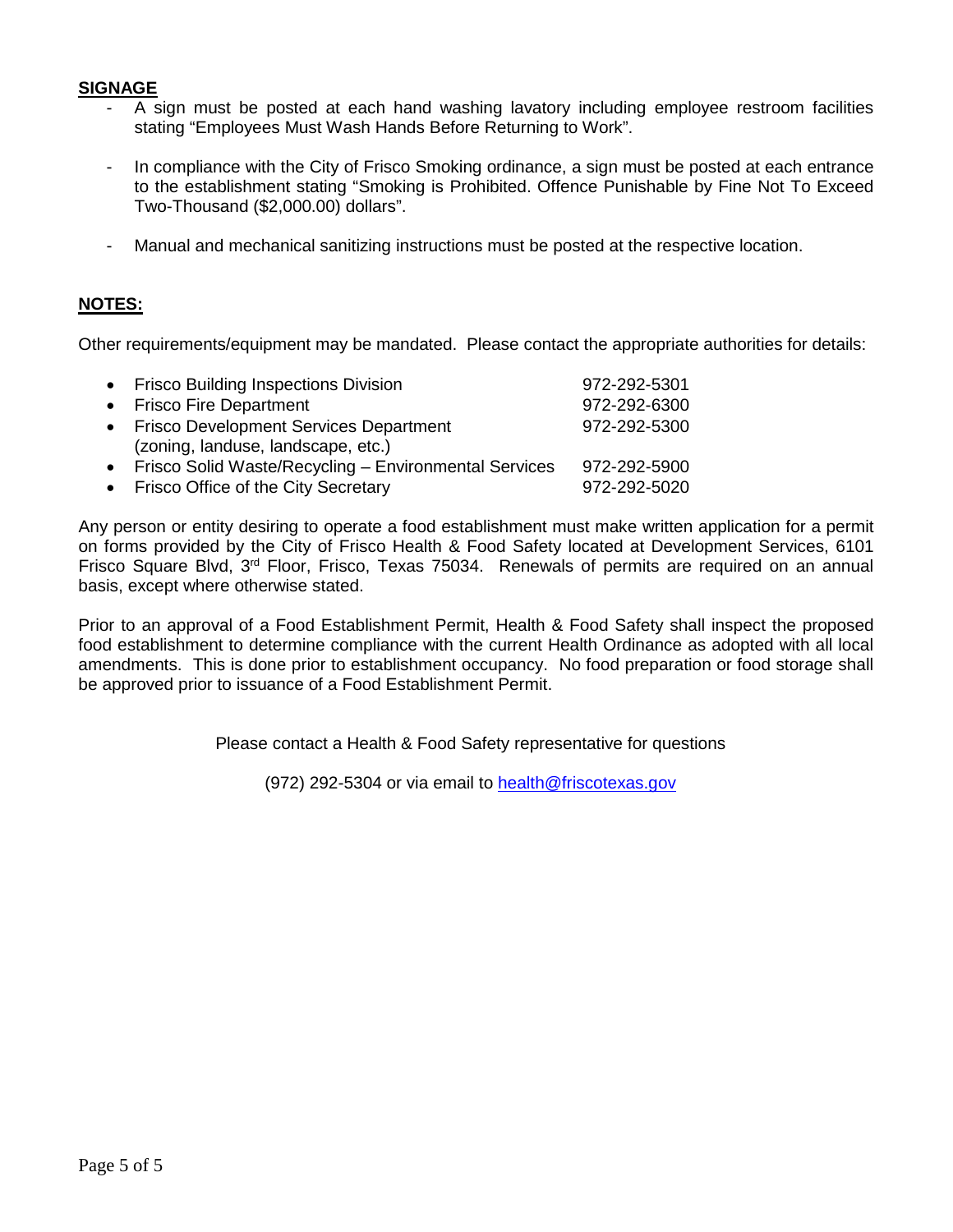**SIGNAGE**

- A sign must be posted at each hand washing lavatory including employee restroom facilities stating "Employees Must Wash Hands Before Returning to Work".
- In compliance with the City of Frisco Smoking ordinance, a sign must be posted at each entrance to the establishment stating "Smoking is Prohibited. Offence Punishable by Fine Not To Exceed Two-Thousand ($2,000.00) dollars".
- Manual and mechanical sanitizing instructions must be posted at the respective location.

**NOTES:**

Other requirements/equipment may be mandated. Please contact the appropriate authorities for details:

- Frisco Building Inspections Division 972-292-5301
- Frisco Fire Department 972-292-6300
- Frisco Development Services Department (zoning, landuse, landscape, etc.) 972-292-5300
- Frisco Solid Waste/Recycling – Environmental Services 972-292-5900
- Frisco Office of the City Secretary 972-292-5020

Any person or entity desiring to operate a food establishment must make written application for a permit on forms provided by the City of Frisco Health & Food Safety located at Development Services, 6101 Frisco Square Blvd, 3rd Floor, Frisco, Texas 75034. Renewals of permits are required on an annual basis, except where otherwise stated.

Prior to an approval of a Food Establishment Permit, Health & Food Safety shall inspect the proposed food establishment to determine compliance with the current Health Ordinance as adopted with all local amendments. This is done prior to establishment occupancy. No food preparation or food storage shall be approved prior to issuance of a Food Establishment Permit.

Please contact a Health & Food Safety representative for questions

(972) 292-5304 or via email to health@friscotexas.gov